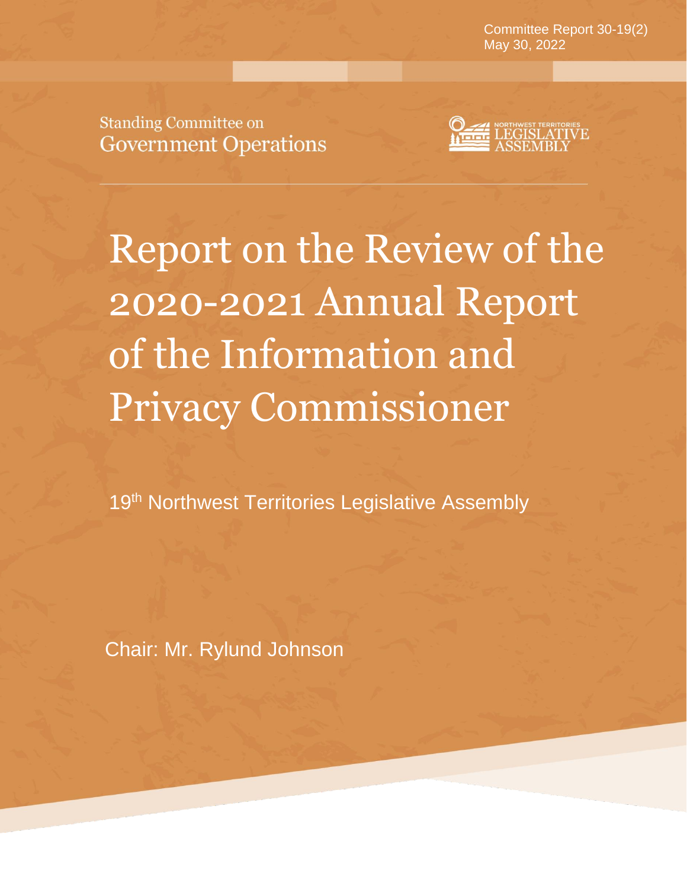Committee Report 30-19(2)
May 30, 2022

Standing Committee on
Government Operations

NORTHWEST TERRITORIES
LEGISLATIVE
ASSEMBLY

# Report on the Review of the 2020-2021 Annual Report of the Information and Privacy Commissioner

19th Northwest Territories Legislative Assembly

Chair: Mr. Rylund Johnson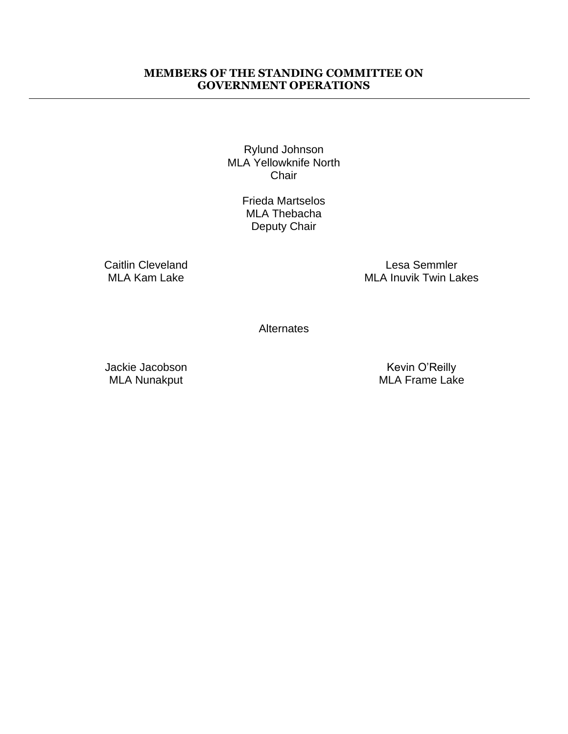## MEMBERS OF THE STANDING COMMITTEE ON GOVERNMENT OPERATIONS

---

Rylund Johnson
MLA Yellowknife North
Chair

Frieda Martselos
MLA Thebacha
Deputy Chair

Caitlin Cleveland
MLA Kam Lake

Lesa Semmler
MLA Inuvik Twin Lakes

Alternates

Jackie Jacobson
MLA Nunakput

Kevin O'Reilly
MLA Frame Lake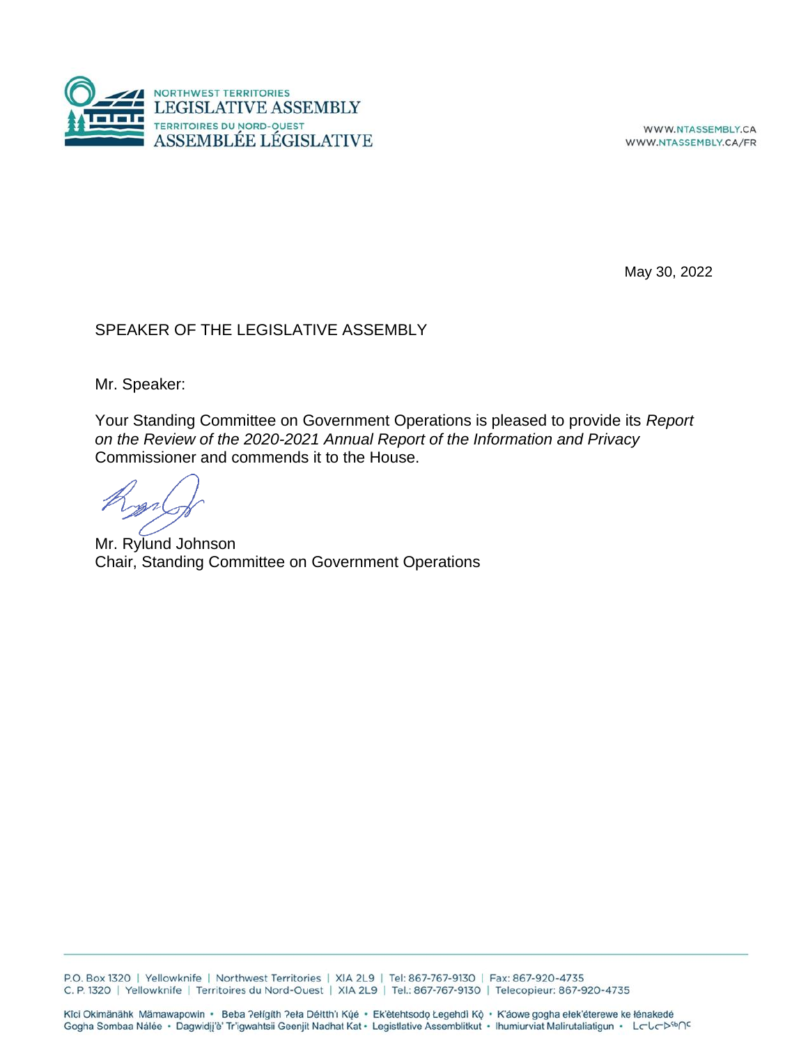May 30, 2022

SPEAKER OF THE LEGISLATIVE ASSEMBLY

Mr. Speaker:

Your Standing Committee on Government Operations is pleased to provide its *Report on the Review of the 2020-2021 Annual Report of the Information and Privacy* Commissioner and commends it to the House.

Mr. Rylund Johnson  
Chair, Standing Committee on Government Operations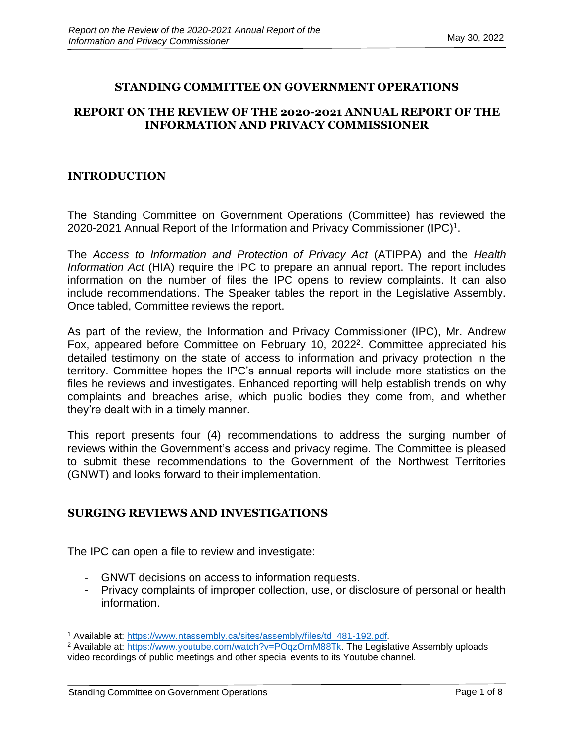## STANDING COMMITTEE ON GOVERNMENT OPERATIONS

## REPORT ON THE REVIEW OF THE 2020-2021 ANNUAL REPORT OF THE INFORMATION AND PRIVACY COMMISSIONER

### INTRODUCTION

The Standing Committee on Government Operations (Committee) has reviewed the 2020-2021 Annual Report of the Information and Privacy Commissioner (IPC)[1].

The *Access to Information and Protection of Privacy Act* (ATIPPA) and the *Health Information Act* (HIA) require the IPC to prepare an annual report. The report includes information on the number of files the IPC opens to review complaints. It can also include recommendations. The Speaker tables the report in the Legislative Assembly. Once tabled, Committee reviews the report.

As part of the review, the Information and Privacy Commissioner (IPC), Mr. Andrew Fox, appeared before Committee on February 10, 2022[2]. Committee appreciated his detailed testimony on the state of access to information and privacy protection in the territory. Committee hopes the IPC's annual reports will include more statistics on the files he reviews and investigates. Enhanced reporting will help establish trends on why complaints and breaches arise, which public bodies they come from, and whether they're dealt with in a timely manner.

This report presents four (4) recommendations to address the surging number of reviews within the Government's access and privacy regime. The Committee is pleased to submit these recommendations to the Government of the Northwest Territories (GNWT) and looks forward to their implementation.

### SURGING REVIEWS AND INVESTIGATIONS

The IPC can open a file to review and investigate:

- GNWT decisions on access to information requests.
- Privacy complaints of improper collection, use, or disclosure of personal or health information.

---

[1] Available at: https://www.ntassembly.ca/sites/assembly/files/td_481-192.pdf.

[2] Available at: https://www.youtube.com/watch?v=POqzOmM88Tk. The Legislative Assembly uploads video recordings of public meetings and other special events to its Youtube channel.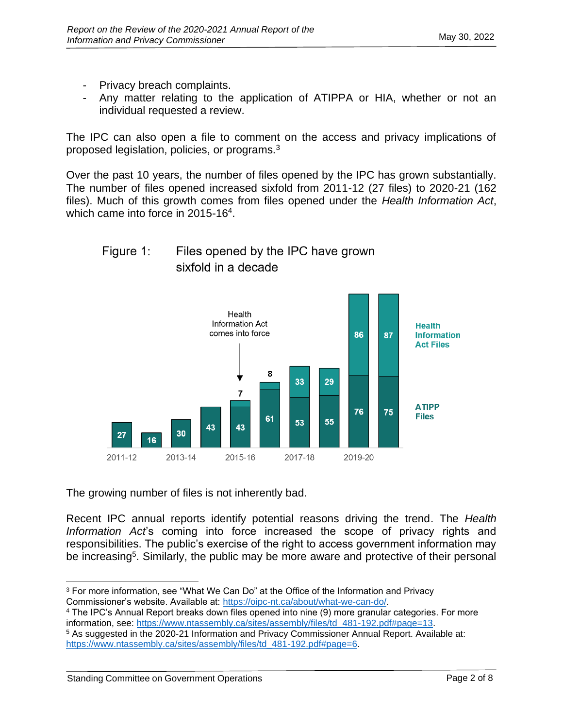- Privacy breach complaints.
- Any matter relating to the application of ATIPPA or HIA, whether or not an individual requested a review.

The IPC can also open a file to comment on the access and privacy implications of proposed legislation, policies, or programs.[3]

Over the past 10 years, the number of files opened by the IPC has grown substantially. The number of files opened increased sixfold from 2011-12 (27 files) to 2020-21 (162 files). Much of this growth comes from files opened under the *Health Information Act*, which came into force in 2015-16[4].

Figure 1: Files opened by the IPC have grown sixfold in a decade

| Year | ATIPP Files | Health Information Act Files |
|---|---|---|
| 2011-12 | 27 | |
| 2012-13 | 16 | |
| 2013-14 | 30 | |
| 2014-15 | 43 | |
| 2015-16 (Health Information Act comes into force) | 43 | 7 |
| 2016-17 | 61 | 8 |
| 2017-18 | 53 | 33 |
| 2018-19 | 55 | 29 |
| 2019-20 | 76 | 86 |
| 2020-21 | 75 | 87 |

The growing number of files is not inherently bad.

Recent IPC annual reports identify potential reasons driving the trend. The *Health Information Act*'s coming into force increased the scope of privacy rights and responsibilities. The public's exercise of the right to access government information may be increasing[5]. Similarly, the public may be more aware and protective of their personal

---

[3] For more information, see "What We Can Do" at the Office of the Information and Privacy Commissioner's website. Available at: https://oipc-nt.ca/about/what-we-can-do/.

[4] The IPC's Annual Report breaks down files opened into nine (9) more granular categories. For more information, see: https://www.ntassembly.ca/sites/assembly/files/td_481-192.pdf#page=13.

[5] As suggested in the 2020-21 Information and Privacy Commissioner Annual Report. Available at: https://www.ntassembly.ca/sites/assembly/files/td_481-192.pdf#page=6.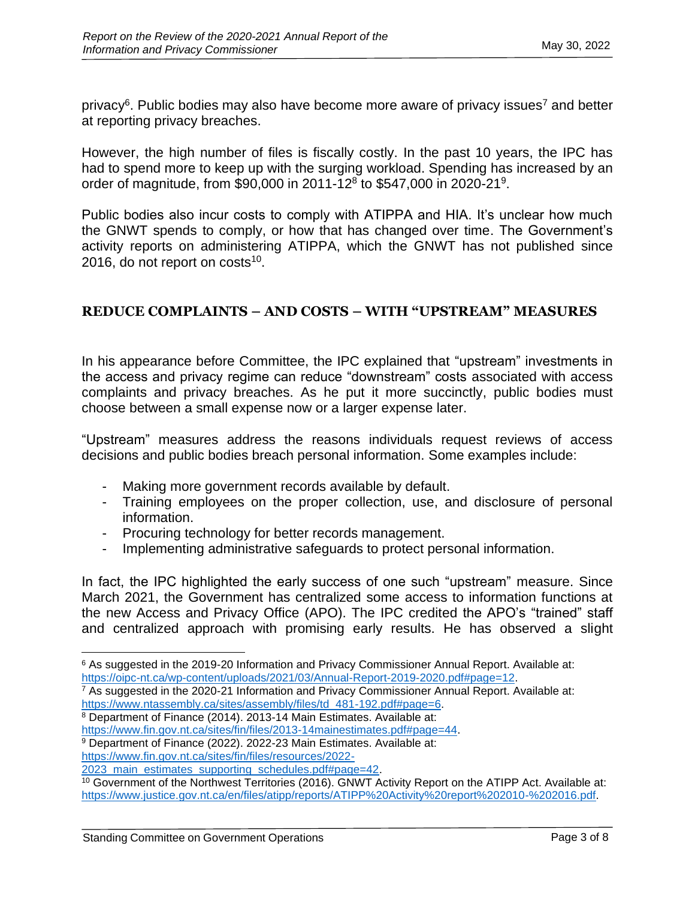privacy[6]. Public bodies may also have become more aware of privacy issues[7] and better at reporting privacy breaches.

However, the high number of files is fiscally costly. In the past 10 years, the IPC has had to spend more to keep up with the surging workload. Spending has increased by an order of magnitude, from $90,000 in 2011-12[8] to $547,000 in 2020-21[9].

Public bodies also incur costs to comply with ATIPPA and HIA. It's unclear how much the GNWT spends to comply, or how that has changed over time. The Government's activity reports on administering ATIPPA, which the GNWT has not published since 2016, do not report on costs[10].

## REDUCE COMPLAINTS – AND COSTS – WITH "UPSTREAM" MEASURES

In his appearance before Committee, the IPC explained that "upstream" investments in the access and privacy regime can reduce "downstream" costs associated with access complaints and privacy breaches. As he put it more succinctly, public bodies must choose between a small expense now or a larger expense later.

"Upstream" measures address the reasons individuals request reviews of access decisions and public bodies breach personal information. Some examples include:

- Making more government records available by default.
- Training employees on the proper collection, use, and disclosure of personal information.
- Procuring technology for better records management.
- Implementing administrative safeguards to protect personal information.

In fact, the IPC highlighted the early success of one such "upstream" measure. Since March 2021, the Government has centralized some access to information functions at the new Access and Privacy Office (APO). The IPC credited the APO's "trained" staff and centralized approach with promising early results. He has observed a slight

---

[6] As suggested in the 2019-20 Information and Privacy Commissioner Annual Report. Available at: https://oipc-nt.ca/wp-content/uploads/2021/03/Annual-Report-2019-2020.pdf#page=12.

[7] As suggested in the 2020-21 Information and Privacy Commissioner Annual Report. Available at: https://www.ntassembly.ca/sites/assembly/files/td_481-192.pdf#page=6.

[8] Department of Finance (2014). 2013-14 Main Estimates. Available at: https://www.fin.gov.nt.ca/sites/fin/files/2013-14mainestimates.pdf#page=44.

[9] Department of Finance (2022). 2022-23 Main Estimates. Available at: https://www.fin.gov.nt.ca/sites/fin/files/resources/2022-2023_main_estimates_supporting_schedules.pdf#page=42.

[10] Government of the Northwest Territories (2016). GNWT Activity Report on the ATIPP Act. Available at: https://www.justice.gov.nt.ca/en/files/atipp/reports/ATIPP%20Activity%20report%202010-%202016.pdf.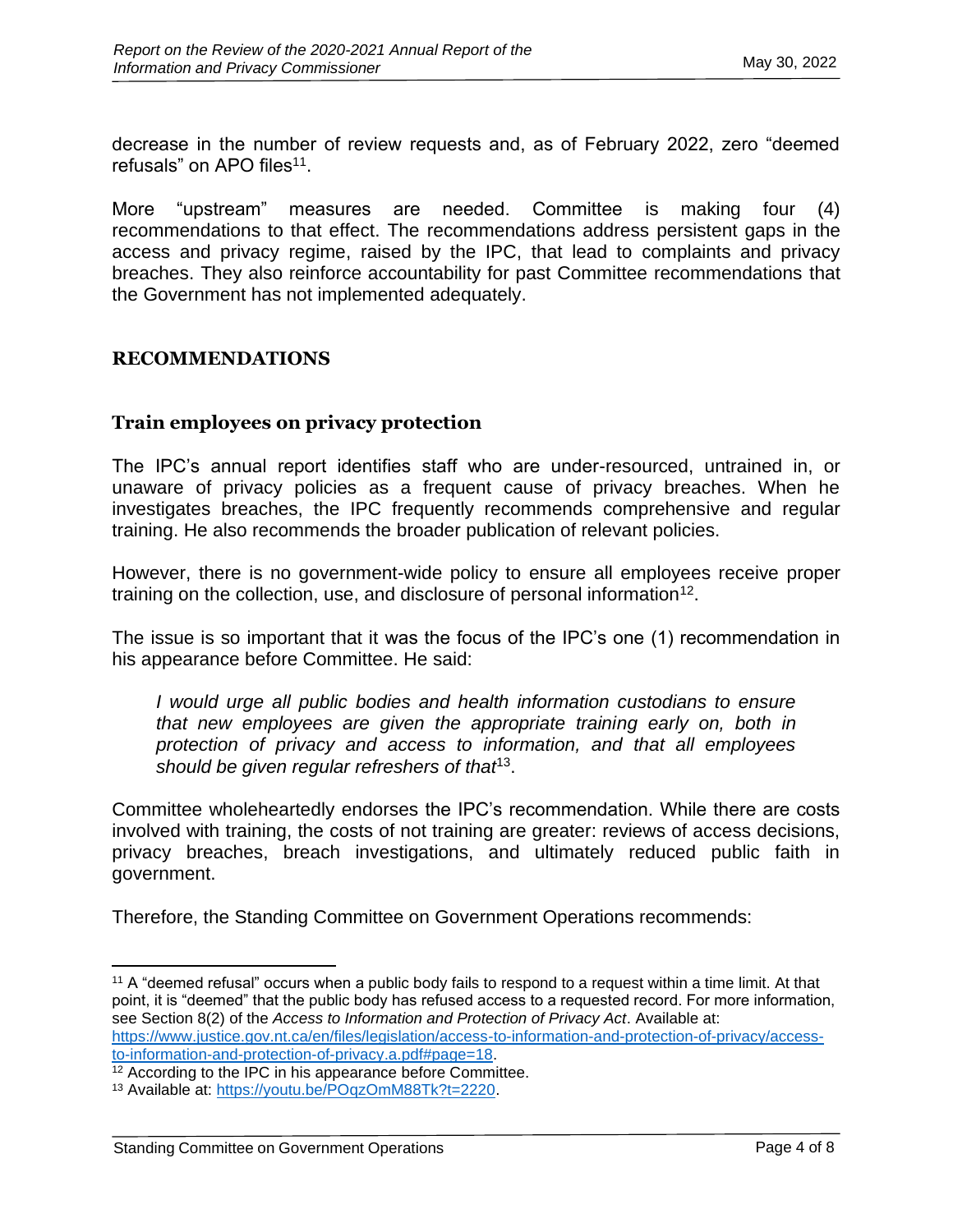decrease in the number of review requests and, as of February 2022, zero "deemed refusals" on APO files[11].

More "upstream" measures are needed. Committee is making four (4) recommendations to that effect. The recommendations address persistent gaps in the access and privacy regime, raised by the IPC, that lead to complaints and privacy breaches. They also reinforce accountability for past Committee recommendations that the Government has not implemented adequately.

## RECOMMENDATIONS

### Train employees on privacy protection

The IPC's annual report identifies staff who are under-resourced, untrained in, or unaware of privacy policies as a frequent cause of privacy breaches. When he investigates breaches, the IPC frequently recommends comprehensive and regular training. He also recommends the broader publication of relevant policies.

However, there is no government-wide policy to ensure all employees receive proper training on the collection, use, and disclosure of personal information[12].

The issue is so important that it was the focus of the IPC's one (1) recommendation in his appearance before Committee. He said:

> *I would urge all public bodies and health information custodians to ensure that new employees are given the appropriate training early on, both in protection of privacy and access to information, and that all employees should be given regular refreshers of that*[13].

Committee wholeheartedly endorses the IPC's recommendation. While there are costs involved with training, the costs of not training are greater: reviews of access decisions, privacy breaches, breach investigations, and ultimately reduced public faith in government.

Therefore, the Standing Committee on Government Operations recommends:

---

[11] A "deemed refusal" occurs when a public body fails to respond to a request within a time limit. At that point, it is "deemed" that the public body has refused access to a requested record. For more information, see Section 8(2) of the *Access to Information and Protection of Privacy Act*. Available at: https://www.justice.gov.nt.ca/en/files/legislation/access-to-information-and-protection-of-privacy/access-to-information-and-protection-of-privacy.a.pdf#page=18.

[12] According to the IPC in his appearance before Committee.

[13] Available at: https://youtu.be/POqzOmM88Tk?t=2220.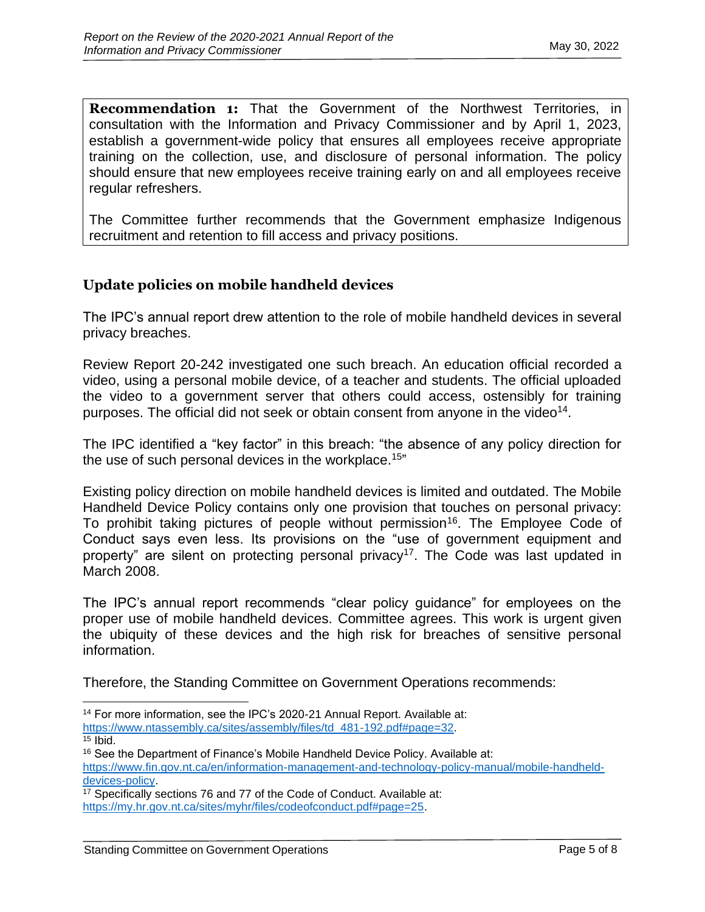**Recommendation 1:** That the Government of the Northwest Territories, in consultation with the Information and Privacy Commissioner and by April 1, 2023, establish a government-wide policy that ensures all employees receive appropriate training on the collection, use, and disclosure of personal information. The policy should ensure that new employees receive training early on and all employees receive regular refreshers.

The Committee further recommends that the Government emphasize Indigenous recruitment and retention to fill access and privacy positions.

### Update policies on mobile handheld devices

The IPC's annual report drew attention to the role of mobile handheld devices in several privacy breaches.

Review Report 20-242 investigated one such breach. An education official recorded a video, using a personal mobile device, of a teacher and students. The official uploaded the video to a government server that others could access, ostensibly for training purposes. The official did not seek or obtain consent from anyone in the video[14].

The IPC identified a "key factor" in this breach: "the absence of any policy direction for the use of such personal devices in the workplace.[15]"

Existing policy direction on mobile handheld devices is limited and outdated. The Mobile Handheld Device Policy contains only one provision that touches on personal privacy: To prohibit taking pictures of people without permission[16]. The Employee Code of Conduct says even less. Its provisions on the "use of government equipment and property" are silent on protecting personal privacy[17]. The Code was last updated in March 2008.

The IPC's annual report recommends "clear policy guidance" for employees on the proper use of mobile handheld devices. Committee agrees. This work is urgent given the ubiquity of these devices and the high risk for breaches of sensitive personal information.

Therefore, the Standing Committee on Government Operations recommends:

---

[14] For more information, see the IPC's 2020-21 Annual Report. Available at: https://www.ntassembly.ca/sites/assembly/files/td_481-192.pdf#page=32.

[15] Ibid.

[16] See the Department of Finance's Mobile Handheld Device Policy. Available at: https://www.fin.gov.nt.ca/en/information-management-and-technology-policy-manual/mobile-handheld-devices-policy.

[17] Specifically sections 76 and 77 of the Code of Conduct. Available at: https://my.hr.gov.nt.ca/sites/myhr/files/codeofconduct.pdf#page=25.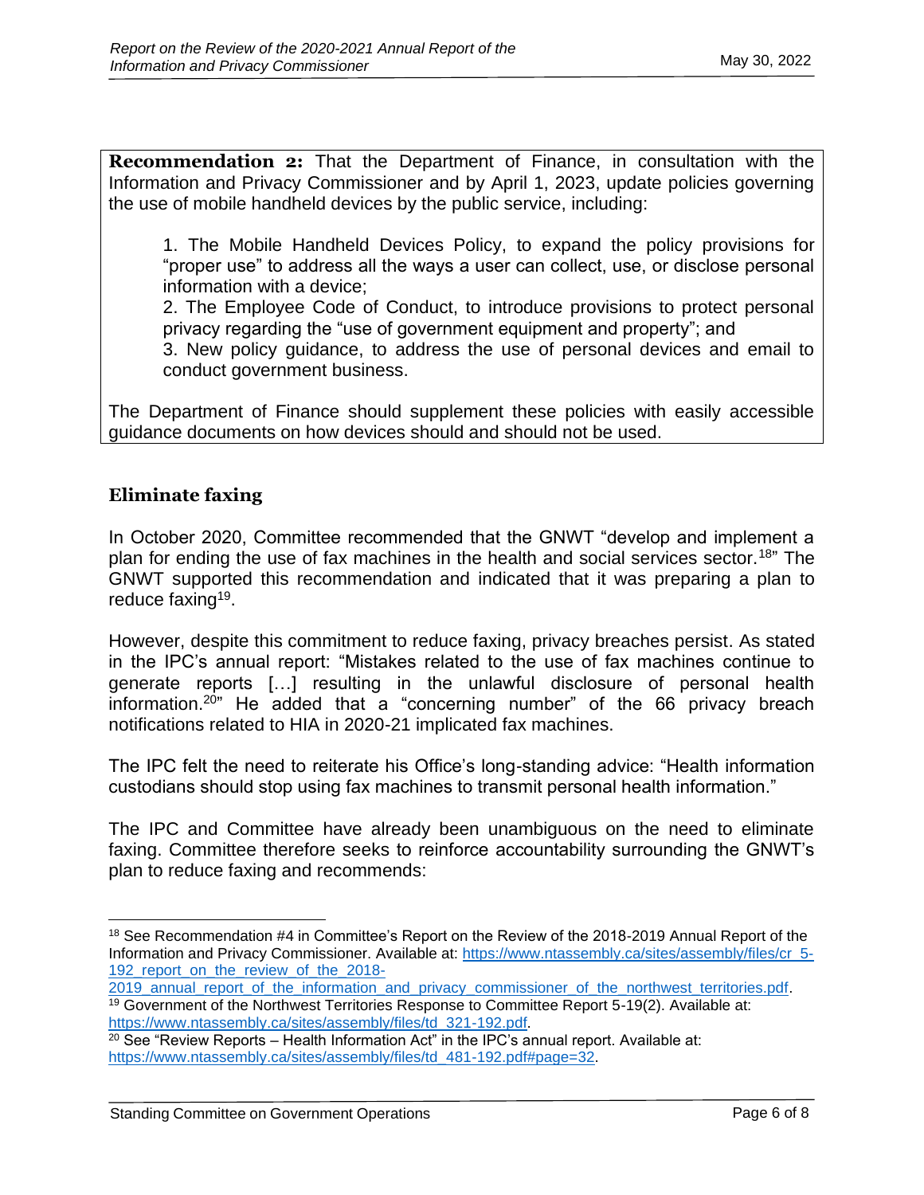**Recommendation 2:** That the Department of Finance, in consultation with the Information and Privacy Commissioner and by April 1, 2023, update policies governing the use of mobile handheld devices by the public service, including:

1. The Mobile Handheld Devices Policy, to expand the policy provisions for "proper use" to address all the ways a user can collect, use, or disclose personal information with a device;
2. The Employee Code of Conduct, to introduce provisions to protect personal privacy regarding the "use of government equipment and property"; and
3. New policy guidance, to address the use of personal devices and email to conduct government business.

The Department of Finance should supplement these policies with easily accessible guidance documents on how devices should and should not be used.

## Eliminate faxing

In October 2020, Committee recommended that the GNWT "develop and implement a plan for ending the use of fax machines in the health and social services sector.[18]" The GNWT supported this recommendation and indicated that it was preparing a plan to reduce faxing[19].

However, despite this commitment to reduce faxing, privacy breaches persist. As stated in the IPC's annual report: "Mistakes related to the use of fax machines continue to generate reports […] resulting in the unlawful disclosure of personal health information.[20]" He added that a "concerning number" of the 66 privacy breach notifications related to HIA in 2020-21 implicated fax machines.

The IPC felt the need to reiterate his Office's long-standing advice: "Health information custodians should stop using fax machines to transmit personal health information."

The IPC and Committee have already been unambiguous on the need to eliminate faxing. Committee therefore seeks to reinforce accountability surrounding the GNWT's plan to reduce faxing and recommends:

---

[18] See Recommendation #4 in Committee's Report on the Review of the 2018-2019 Annual Report of the Information and Privacy Commissioner. Available at: https://www.ntassembly.ca/sites/assembly/files/cr_5-192_report_on_the_review_of_the_2018-2019_annual_report_of_the_information_and_privacy_commissioner_of_the_northwest_territories.pdf.

[19] Government of the Northwest Territories Response to Committee Report 5-19(2). Available at: https://www.ntassembly.ca/sites/assembly/files/td_321-192.pdf.

[20] See "Review Reports – Health Information Act" in the IPC's annual report. Available at: https://www.ntassembly.ca/sites/assembly/files/td_481-192.pdf#page=32.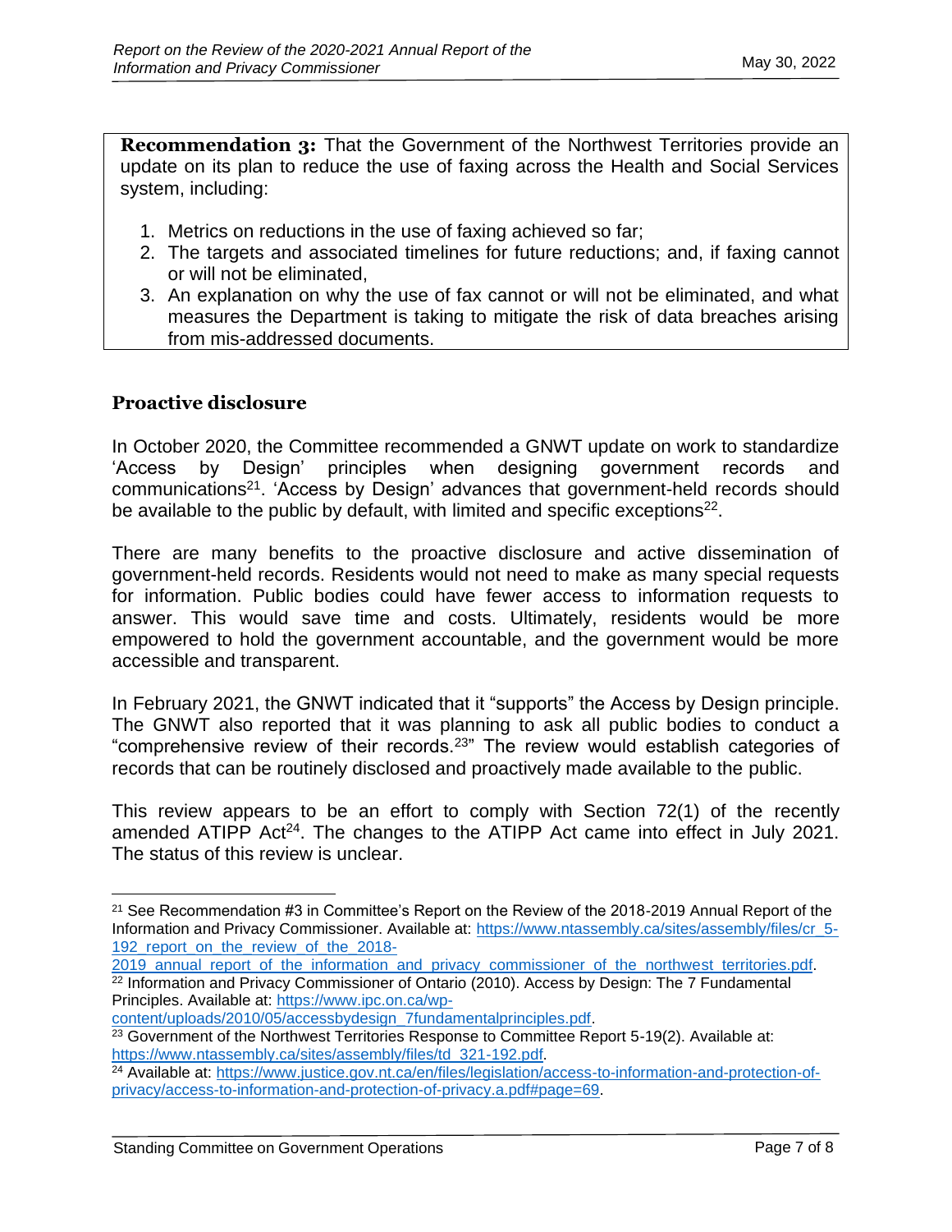**Recommendation 3:** That the Government of the Northwest Territories provide an update on its plan to reduce the use of faxing across the Health and Social Services system, including:

1. Metrics on reductions in the use of faxing achieved so far;
2. The targets and associated timelines for future reductions; and, if faxing cannot or will not be eliminated,
3. An explanation on why the use of fax cannot or will not be eliminated, and what measures the Department is taking to mitigate the risk of data breaches arising from mis-addressed documents.

## Proactive disclosure

In October 2020, the Committee recommended a GNWT update on work to standardize 'Access by Design' principles when designing government records and communications[21]. 'Access by Design' advances that government-held records should be available to the public by default, with limited and specific exceptions[22].

There are many benefits to the proactive disclosure and active dissemination of government-held records. Residents would not need to make as many special requests for information. Public bodies could have fewer access to information requests to answer. This would save time and costs. Ultimately, residents would be more empowered to hold the government accountable, and the government would be more accessible and transparent.

In February 2021, the GNWT indicated that it "supports" the Access by Design principle. The GNWT also reported that it was planning to ask all public bodies to conduct a "comprehensive review of their records.[23]" The review would establish categories of records that can be routinely disclosed and proactively made available to the public.

This review appears to be an effort to comply with Section 72(1) of the recently amended ATIPP Act[24]. The changes to the ATIPP Act came into effect in July 2021. The status of this review is unclear.

---

[21] See Recommendation #3 in Committee's Report on the Review of the 2018-2019 Annual Report of the Information and Privacy Commissioner. Available at: https://www.ntassembly.ca/sites/assembly/files/cr_5-192_report_on_the_review_of_the_2018-2019_annual_report_of_the_information_and_privacy_commissioner_of_the_northwest_territories.pdf.

[22] Information and Privacy Commissioner of Ontario (2010). Access by Design: The 7 Fundamental Principles. Available at: https://www.ipc.on.ca/wp-content/uploads/2010/05/accessbydesign_7fundamentalprinciples.pdf.

[23] Government of the Northwest Territories Response to Committee Report 5-19(2). Available at: https://www.ntassembly.ca/sites/assembly/files/td_321-192.pdf.

[24] Available at: https://www.justice.gov.nt.ca/en/files/legislation/access-to-information-and-protection-of-privacy/access-to-information-and-protection-of-privacy.a.pdf#page=69.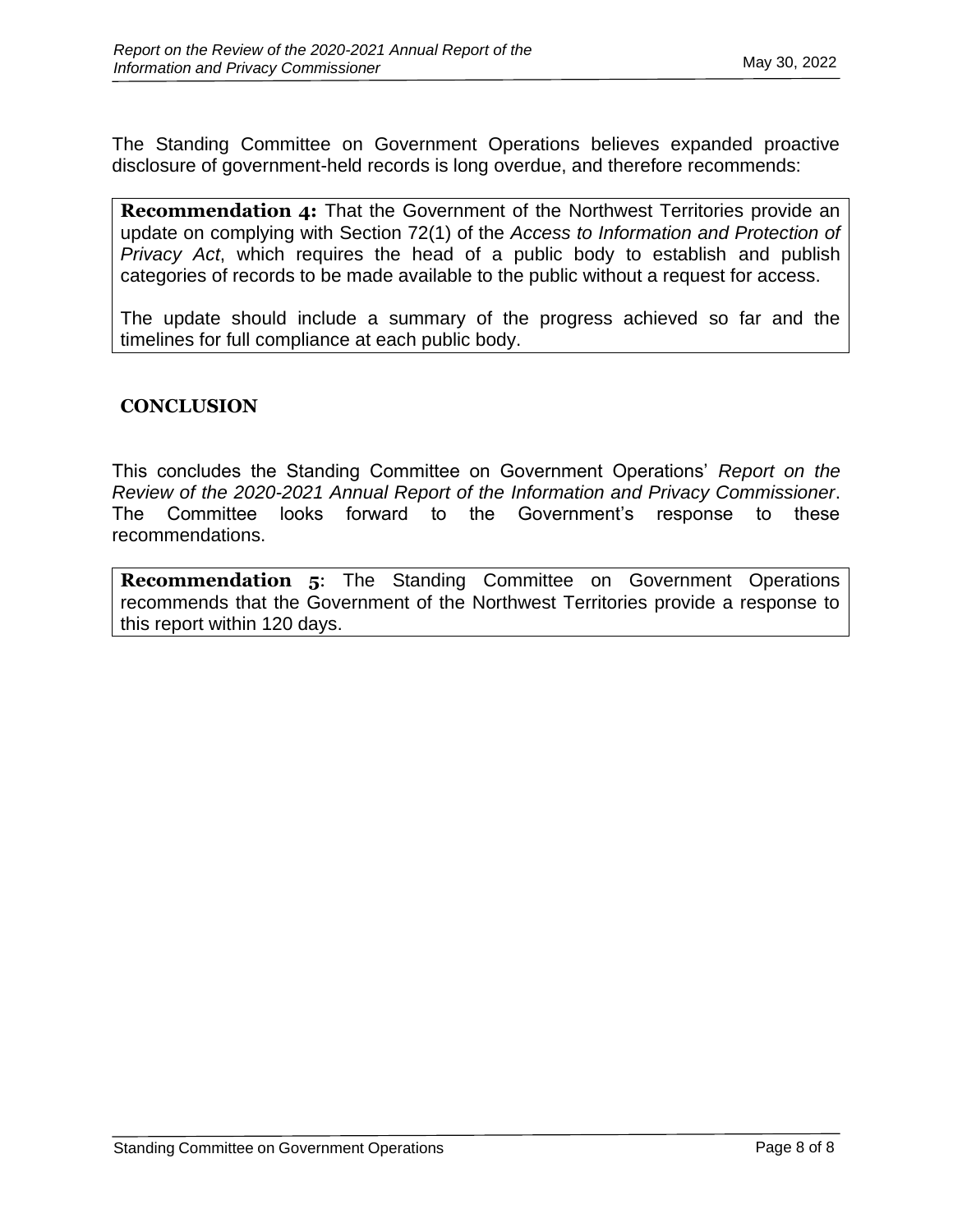The Standing Committee on Government Operations believes expanded proactive disclosure of government-held records is long overdue, and therefore recommends:

> **Recommendation 4:** That the Government of the Northwest Territories provide an update on complying with Section 72(1) of the *Access to Information and Protection of Privacy Act*, which requires the head of a public body to establish and publish categories of records to be made available to the public without a request for access.
>
> The update should include a summary of the progress achieved so far and the timelines for full compliance at each public body.

## CONCLUSION

This concludes the Standing Committee on Government Operations' *Report on the Review of the 2020-2021 Annual Report of the Information and Privacy Commissioner*. The Committee looks forward to the Government's response to these recommendations.

> **Recommendation 5**: The Standing Committee on Government Operations recommends that the Government of the Northwest Territories provide a response to this report within 120 days.